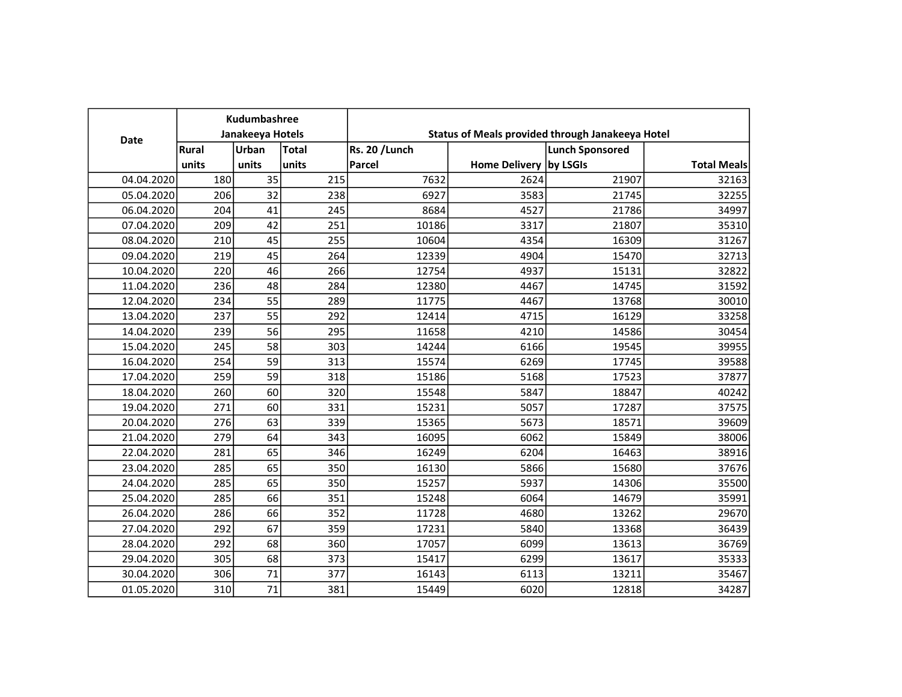| Date | Kudumbashree Janakeeya Hotels | | | Status of Meals provided through Janakeeya Hotel | | | |
|---|---|---|---|---|---|---|---|
| | Rural units | Urban units | Total units | Rs. 20 /Lunch Parcel | Home Delivery | Lunch Sponsored by LSGIs | Total Meals |
| 04.04.2020 | 180 | 35 | 215 | 7632 | 2624 | 21907 | 32163 |
| 05.04.2020 | 206 | 32 | 238 | 6927 | 3583 | 21745 | 32255 |
| 06.04.2020 | 204 | 41 | 245 | 8684 | 4527 | 21786 | 34997 |
| 07.04.2020 | 209 | 42 | 251 | 10186 | 3317 | 21807 | 35310 |
| 08.04.2020 | 210 | 45 | 255 | 10604 | 4354 | 16309 | 31267 |
| 09.04.2020 | 219 | 45 | 264 | 12339 | 4904 | 15470 | 32713 |
| 10.04.2020 | 220 | 46 | 266 | 12754 | 4937 | 15131 | 32822 |
| 11.04.2020 | 236 | 48 | 284 | 12380 | 4467 | 14745 | 31592 |
| 12.04.2020 | 234 | 55 | 289 | 11775 | 4467 | 13768 | 30010 |
| 13.04.2020 | 237 | 55 | 292 | 12414 | 4715 | 16129 | 33258 |
| 14.04.2020 | 239 | 56 | 295 | 11658 | 4210 | 14586 | 30454 |
| 15.04.2020 | 245 | 58 | 303 | 14244 | 6166 | 19545 | 39955 |
| 16.04.2020 | 254 | 59 | 313 | 15574 | 6269 | 17745 | 39588 |
| 17.04.2020 | 259 | 59 | 318 | 15186 | 5168 | 17523 | 37877 |
| 18.04.2020 | 260 | 60 | 320 | 15548 | 5847 | 18847 | 40242 |
| 19.04.2020 | 271 | 60 | 331 | 15231 | 5057 | 17287 | 37575 |
| 20.04.2020 | 276 | 63 | 339 | 15365 | 5673 | 18571 | 39609 |
| 21.04.2020 | 279 | 64 | 343 | 16095 | 6062 | 15849 | 38006 |
| 22.04.2020 | 281 | 65 | 346 | 16249 | 6204 | 16463 | 38916 |
| 23.04.2020 | 285 | 65 | 350 | 16130 | 5866 | 15680 | 37676 |
| 24.04.2020 | 285 | 65 | 350 | 15257 | 5937 | 14306 | 35500 |
| 25.04.2020 | 285 | 66 | 351 | 15248 | 6064 | 14679 | 35991 |
| 26.04.2020 | 286 | 66 | 352 | 11728 | 4680 | 13262 | 29670 |
| 27.04.2020 | 292 | 67 | 359 | 17231 | 5840 | 13368 | 36439 |
| 28.04.2020 | 292 | 68 | 360 | 17057 | 6099 | 13613 | 36769 |
| 29.04.2020 | 305 | 68 | 373 | 15417 | 6299 | 13617 | 35333 |
| 30.04.2020 | 306 | 71 | 377 | 16143 | 6113 | 13211 | 35467 |
| 01.05.2020 | 310 | 71 | 381 | 15449 | 6020 | 12818 | 34287 |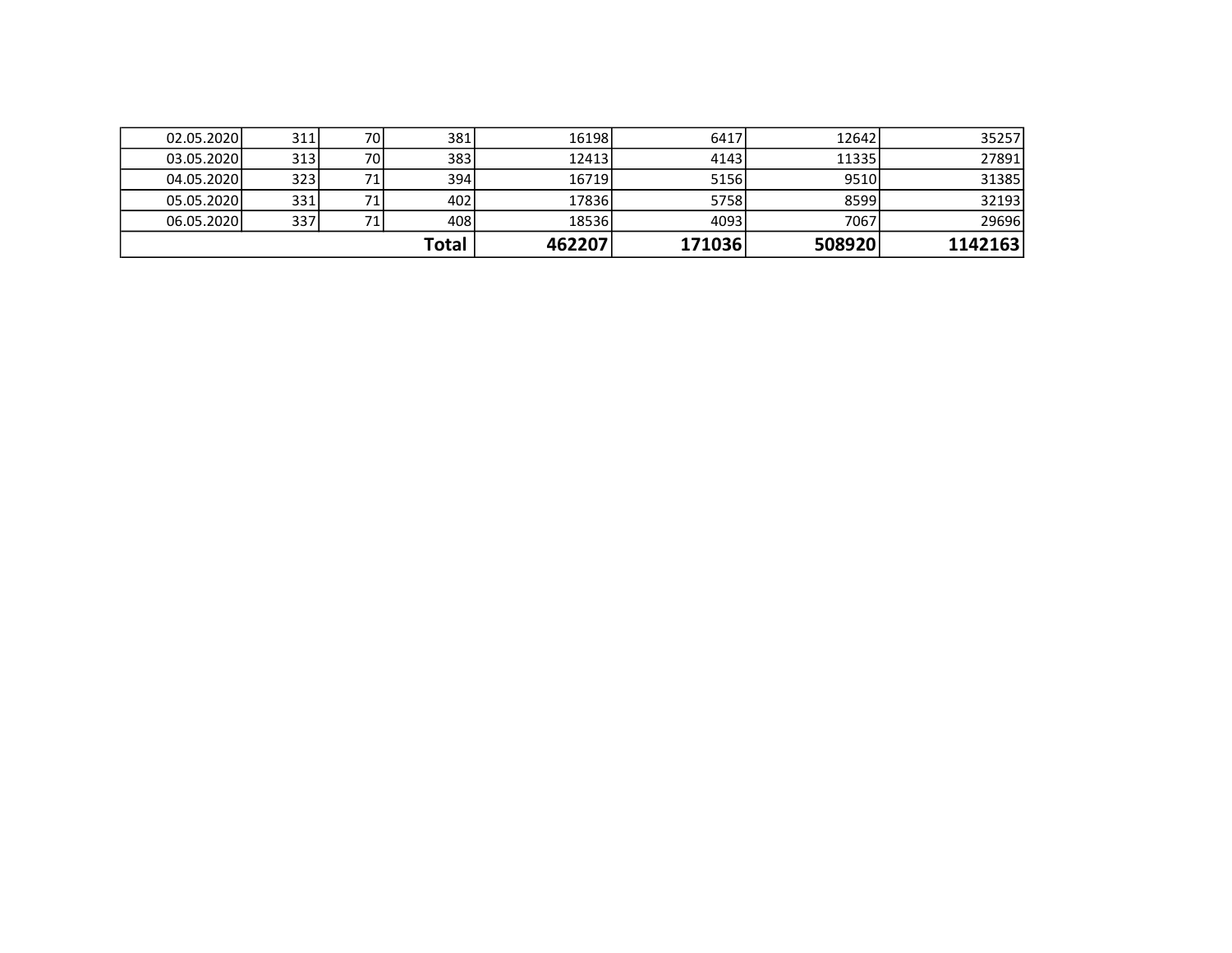| | | | | | | | |
|---|---|---|---|---|---|---|---|
| 02.05.2020 | 311 | 70 | 381 | 16198 | 6417 | 12642 | 35257 |
| 03.05.2020 | 313 | 70 | 383 | 12413 | 4143 | 11335 | 27891 |
| 04.05.2020 | 323 | 71 | 394 | 16719 | 5156 | 9510 | 31385 |
| 05.05.2020 | 331 | 71 | 402 | 17836 | 5758 | 8599 | 32193 |
| 06.05.2020 | 337 | 71 | 408 | 18536 | 4093 | 7067 | 29696 |
| | | | **Total** | **462207** | **171036** | **508920** | **1142163** |